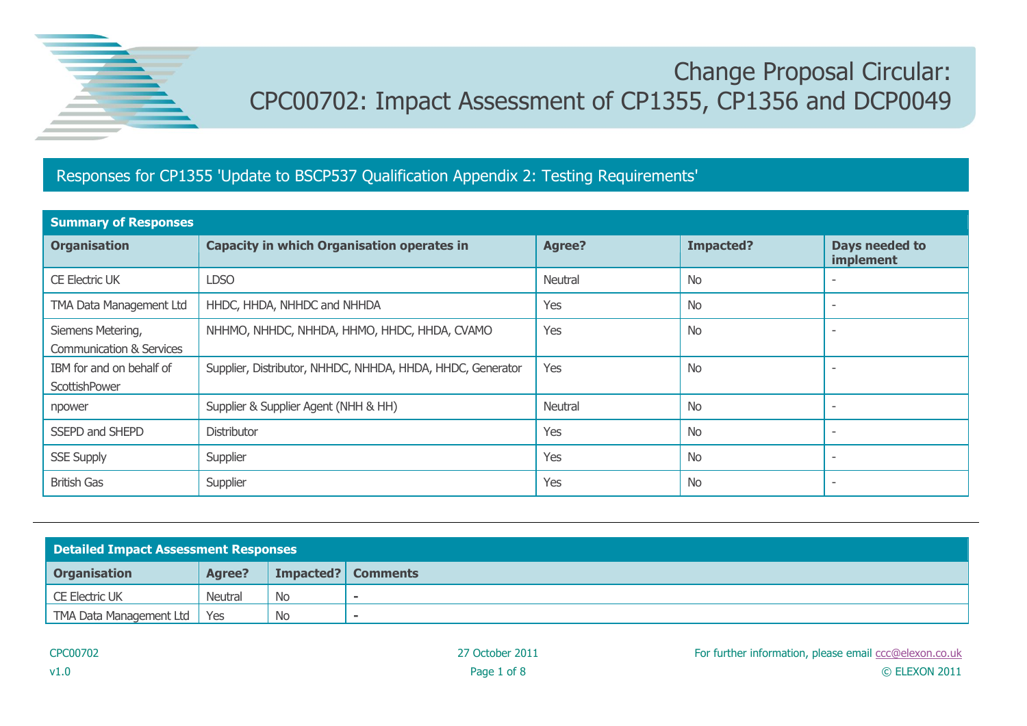# Change Proposal Circular: CPC00702: Impact Assessment of CP1355, CP1356 and DCP0049

## Responses for CP1355 'Update to BSCP537 Qualification Appendix 2: Testing Requirements'

**Summary of Responses**

| Organisation | Capacity in which Organisation operates in | Agree? | Impacted? | Days needed to implement |
|---|---|---|---|---|
| CE Electric UK | LDSO | Neutral | No | - |
| TMA Data Management Ltd | HHDC, HHDA, NHHDC and NHHDA | Yes | No | - |
| Siemens Metering, Communication & Services | NHHMO, NHHDC, NHHDA, HHMO, HHDC, HHDA, CVAMO | Yes | No | - |
| IBM for and on behalf of ScottishPower | Supplier, Distributor, NHHDC, NHHDA, HHDA, HHDC, Generator | Yes | No | - |
| npower | Supplier & Supplier Agent (NHH & HH) | Neutral | No | - |
| SSEPD and SHEPD | Distributor | Yes | No | - |
| SSE Supply | Supplier | Yes | No | - |
| British Gas | Supplier | Yes | No | - |

**Detailed Impact Assessment Responses**

| Organisation | Agree? | Impacted? | Comments |
|---|---|---|---|
| CE Electric UK | Neutral | No | - |
| TMA Data Management Ltd | Yes | No | - |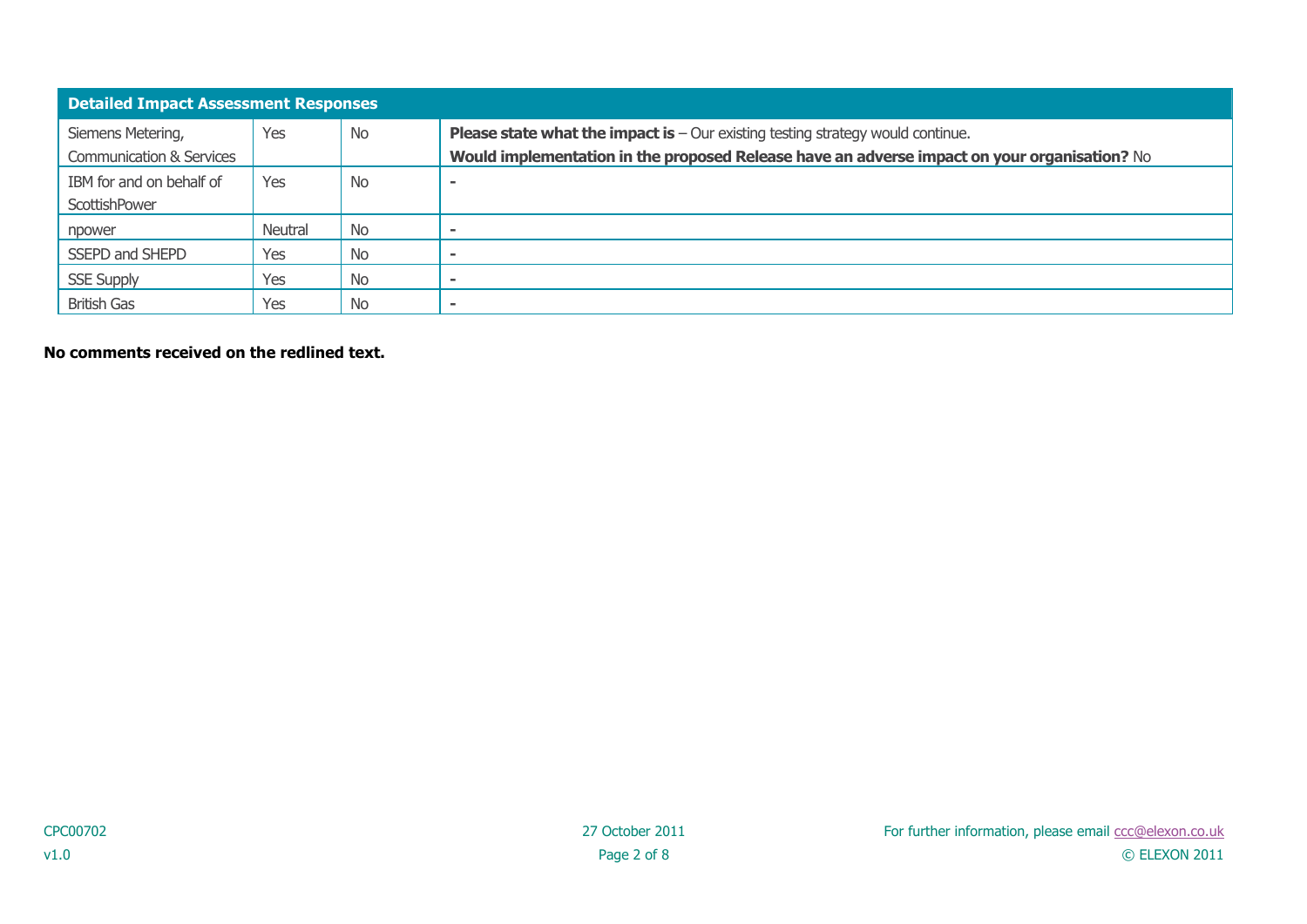| Detailed Impact Assessment Responses | | | |
|---|---|---|---|
| Siemens Metering, Communication & Services | Yes | No | **Please state what the impact is** – Our existing testing strategy would continue. **Would implementation in the proposed Release have an adverse impact on your organisation?** No |
| IBM for and on behalf of ScottishPower | Yes | No | - |
| npower | Neutral | No | - |
| SSEPD and SHEPD | Yes | No | - |
| SSE Supply | Yes | No | - |
| British Gas | Yes | No | - |

**No comments received on the redlined text.**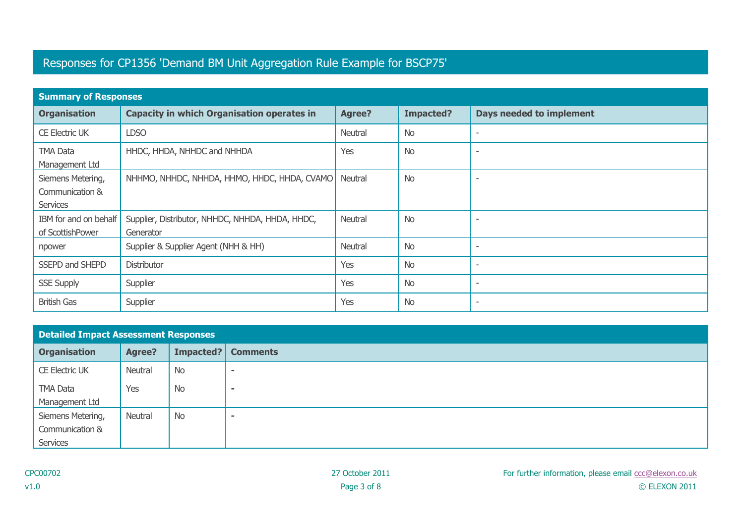# Responses for CP1356 'Demand BM Unit Aggregation Rule Example for BSCP75'

**Summary of Responses**

| Organisation | Capacity in which Organisation operates in | Agree? | Impacted? | Days needed to implement |
|---|---|---|---|---|
| CE Electric UK | LDSO | Neutral | No | - |
| TMA Data Management Ltd | HHDC, HHDA, NHHDC and NHHDA | Yes | No | - |
| Siemens Metering, Communication & Services | NHHMO, NHHDC, NHHDA, HHMO, HHDC, HHDA, CVAMO | Neutral | No | - |
| IBM for and on behalf of ScottishPower | Supplier, Distributor, NHHDC, NHHDA, HHDA, HHDC, Generator | Neutral | No | - |
| npower | Supplier & Supplier Agent (NHH & HH) | Neutral | No | - |
| SSEPD and SHEPD | Distributor | Yes | No | - |
| SSE Supply | Supplier | Yes | No | - |
| British Gas | Supplier | Yes | No | - |

**Detailed Impact Assessment Responses**

| Organisation | Agree? | Impacted? | Comments |
|---|---|---|---|
| CE Electric UK | Neutral | No | - |
| TMA Data Management Ltd | Yes | No | - |
| Siemens Metering, Communication & Services | Neutral | No | - |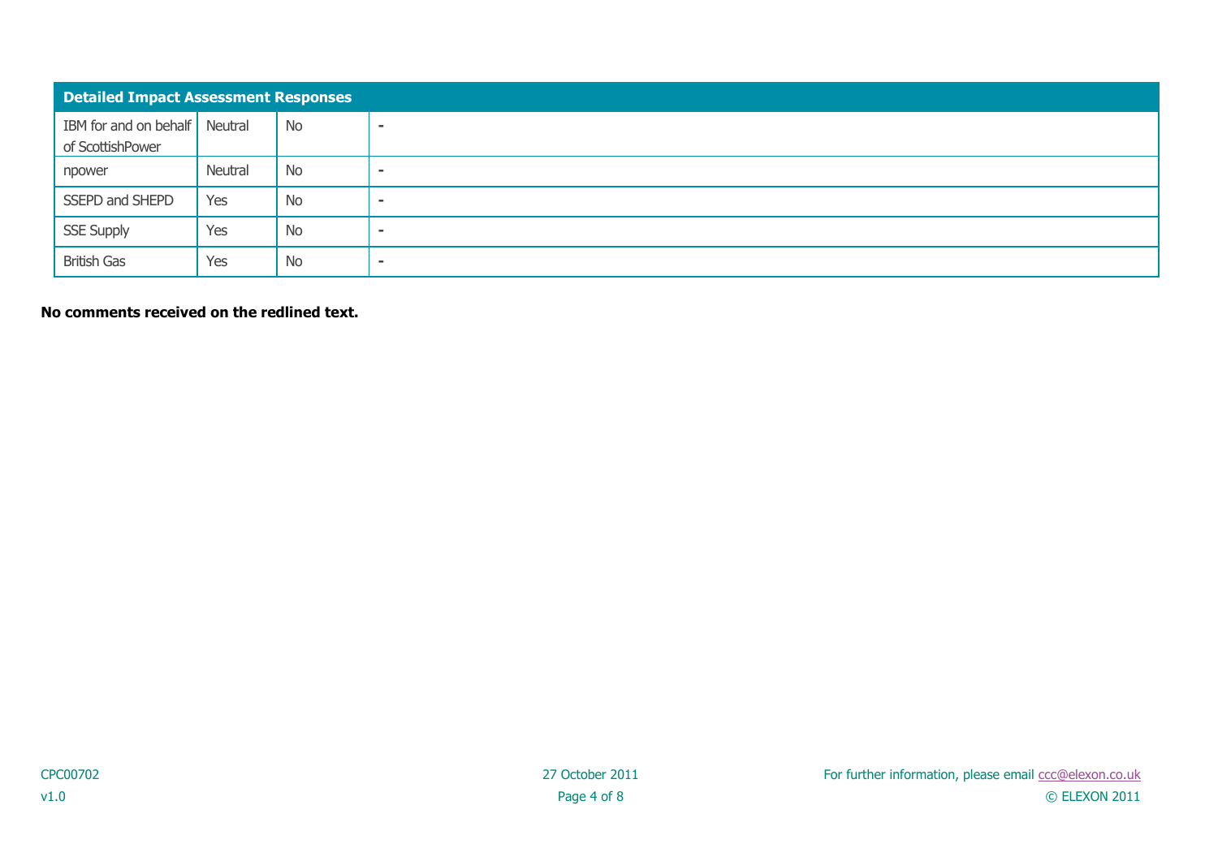| Detailed Impact Assessment Responses | | | |
|---|---|---|---|
| IBM for and on behalf of ScottishPower | Neutral | No | - |
| npower | Neutral | No | - |
| SSEPD and SHEPD | Yes | No | - |
| SSE Supply | Yes | No | - |
| British Gas | Yes | No | - |

**No comments received on the redlined text.**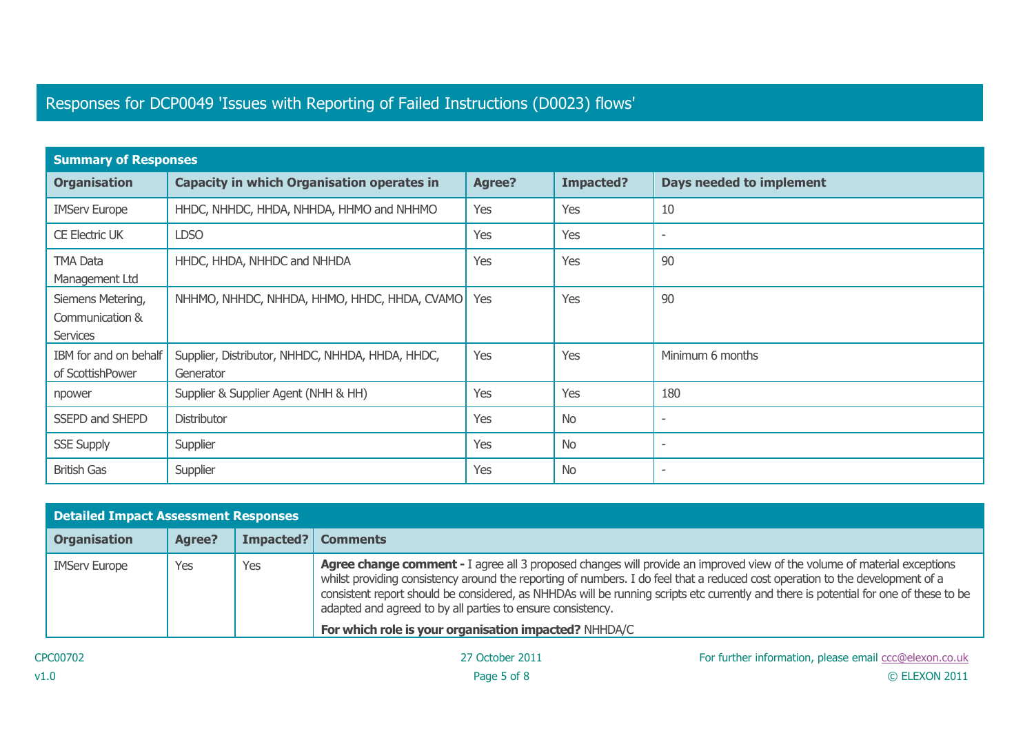# Responses for DCP0049 'Issues with Reporting of Failed Instructions (D0023) flows'

| Summary of Responses | | | | |
|---|---|---|---|---|
| **Organisation** | **Capacity in which Organisation operates in** | **Agree?** | **Impacted?** | **Days needed to implement** |
| IMServ Europe | HHDC, NHHDC, HHDA, NHHDA, HHMO and NHHMO | Yes | Yes | 10 |
| CE Electric UK | LDSO | Yes | Yes | - |
| TMA Data Management Ltd | HHDC, HHDA, NHHDC and NHHDA | Yes | Yes | 90 |
| Siemens Metering, Communication & Services | NHHMO, NHHDC, NHHDA, HHMO, HHDC, HHDA, CVAMO | Yes | Yes | 90 |
| IBM for and on behalf of ScottishPower | Supplier, Distributor, NHHDC, NHHDA, HHDA, HHDC, Generator | Yes | Yes | Minimum 6 months |
| npower | Supplier & Supplier Agent (NHH & HH) | Yes | Yes | 180 |
| SSEPD and SHEPD | Distributor | Yes | No | - |
| SSE Supply | Supplier | Yes | No | - |
| British Gas | Supplier | Yes | No | - |

| Detailed Impact Assessment Responses | | | |
|---|---|---|---|
| **Organisation** | **Agree?** | **Impacted?** | **Comments** |
| IMServ Europe | Yes | Yes | **Agree change comment -** I agree all 3 proposed changes will provide an improved view of the volume of material exceptions whilst providing consistency around the reporting of numbers. I do feel that a reduced cost operation to the development of a consistent report should be considered, as NHHDAs will be running scripts etc currently and there is potential for one of these to be adapted and agreed to by all parties to ensure consistency.<br><br>**For which role is your organisation impacted?** NHHDA/C |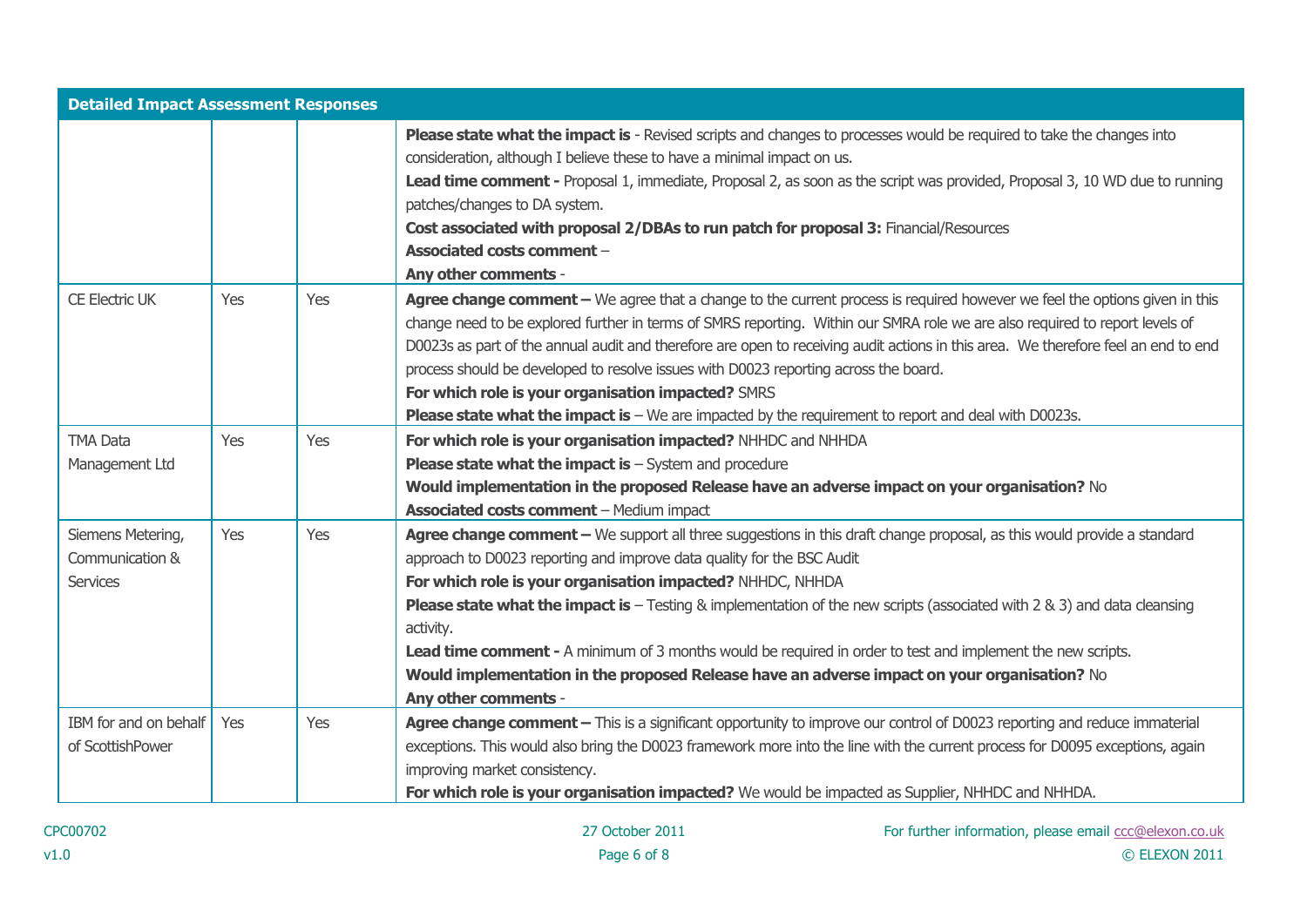| Detailed Impact Assessment Responses | | | |
|---|---|---|---|
| | | | **Please state what the impact is** - Revised scripts and changes to processes would be required to take the changes into consideration, although I believe these to have a minimal impact on us.<br>**Lead time comment -** Proposal 1, immediate, Proposal 2, as soon as the script was provided, Proposal 3, 10 WD due to running patches/changes to DA system.<br>**Cost associated with proposal 2/DBAs to run patch for proposal 3:** Financial/Resources<br>**Associated costs comment** –<br>**Any other comments** - |
| CE Electric UK | Yes | Yes | **Agree change comment –** We agree that a change to the current process is required however we feel the options given in this change need to be explored further in terms of SMRS reporting. Within our SMRA role we are also required to report levels of D0023s as part of the annual audit and therefore are open to receiving audit actions in this area. We therefore feel an end to end process should be developed to resolve issues with D0023 reporting across the board.<br>**For which role is your organisation impacted?** SMRS<br>**Please state what the impact is** – We are impacted by the requirement to report and deal with D0023s. |
| TMA Data Management Ltd | Yes | Yes | **For which role is your organisation impacted?** NHHDC and NHHDA<br>**Please state what the impact is** – System and procedure<br>**Would implementation in the proposed Release have an adverse impact on your organisation?** No<br>**Associated costs comment** – Medium impact |
| Siemens Metering, Communication & Services | Yes | Yes | **Agree change comment –** We support all three suggestions in this draft change proposal, as this would provide a standard approach to D0023 reporting and improve data quality for the BSC Audit<br>**For which role is your organisation impacted?** NHHDC, NHHDA<br>**Please state what the impact is** – Testing & implementation of the new scripts (associated with 2 & 3) and data cleansing activity.<br>**Lead time comment -** A minimum of 3 months would be required in order to test and implement the new scripts.<br>**Would implementation in the proposed Release have an adverse impact on your organisation?** No<br>**Any other comments** - |
| IBM for and on behalf of ScottishPower | Yes | Yes | **Agree change comment –** This is a significant opportunity to improve our control of D0023 reporting and reduce immaterial exceptions. This would also bring the D0023 framework more into the line with the current process for D0095 exceptions, again improving market consistency.<br>**For which role is your organisation impacted?** We would be impacted as Supplier, NHHDC and NHHDA. |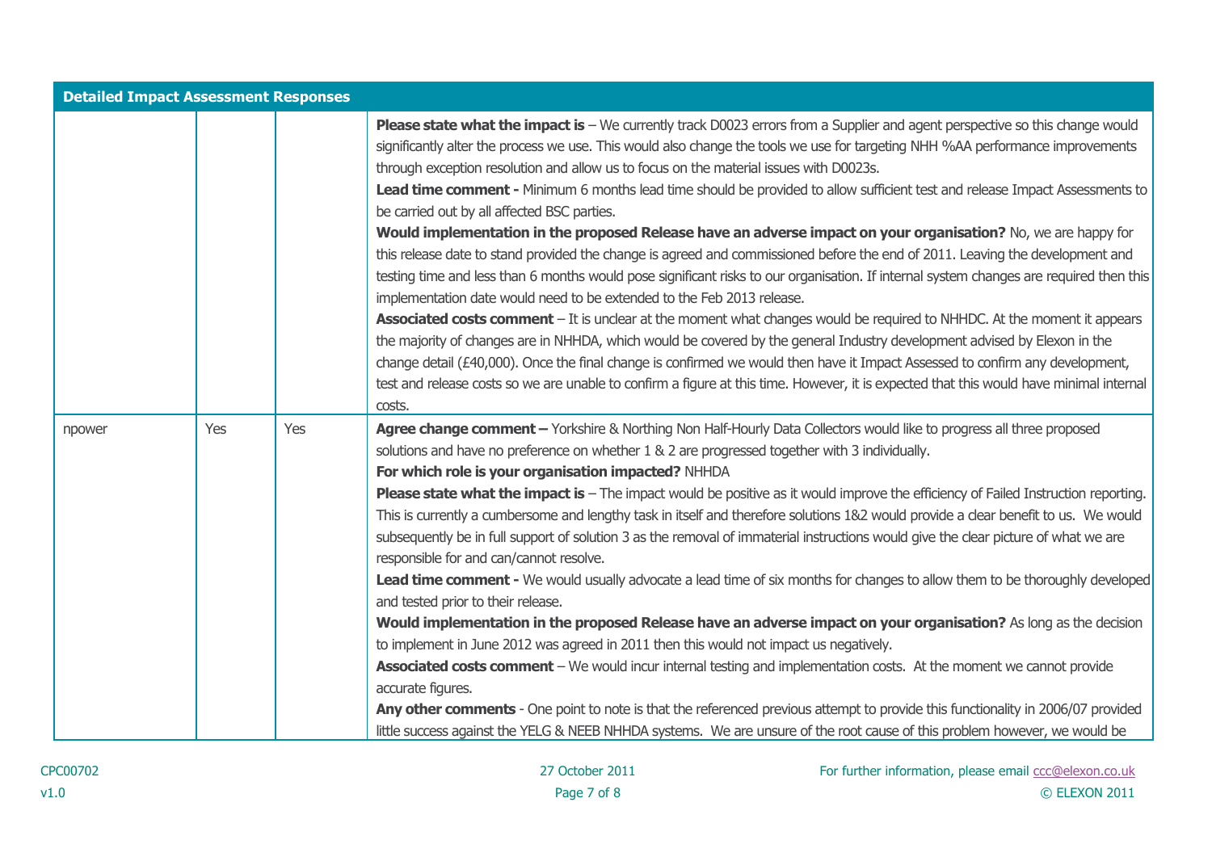| Detailed Impact Assessment Responses | | | |
|---|---|---|---|
| | | | **Please state what the impact is** – We currently track D0023 errors from a Supplier and agent perspective so this change would significantly alter the process we use. This would also change the tools we use for targeting NHH %AA performance improvements through exception resolution and allow us to focus on the material issues with D0023s.<br>**Lead time comment -** Minimum 6 months lead time should be provided to allow sufficient test and release Impact Assessments to be carried out by all affected BSC parties.<br>**Would implementation in the proposed Release have an adverse impact on your organisation?** No, we are happy for this release date to stand provided the change is agreed and commissioned before the end of 2011. Leaving the development and testing time and less than 6 months would pose significant risks to our organisation. If internal system changes are required then this implementation date would need to be extended to the Feb 2013 release.<br>**Associated costs comment** – It is unclear at the moment what changes would be required to NHHDC. At the moment it appears the majority of changes are in NHHDA, which would be covered by the general Industry development advised by Elexon in the change detail (£40,000). Once the final change is confirmed we would then have it Impact Assessed to confirm any development, test and release costs so we are unable to confirm a figure at this time. However, it is expected that this would have minimal internal costs. |
| npower | Yes | Yes | **Agree change comment –** Yorkshire & Northing Non Half-Hourly Data Collectors would like to progress all three proposed solutions and have no preference on whether 1 & 2 are progressed together with 3 individually.<br>**For which role is your organisation impacted?** NHHDA<br>**Please state what the impact is** – The impact would be positive as it would improve the efficiency of Failed Instruction reporting. This is currently a cumbersome and lengthy task in itself and therefore solutions 1&2 would provide a clear benefit to us. We would subsequently be in full support of solution 3 as the removal of immaterial instructions would give the clear picture of what we are responsible for and can/cannot resolve.<br>**Lead time comment -** We would usually advocate a lead time of six months for changes to allow them to be thoroughly developed and tested prior to their release.<br>**Would implementation in the proposed Release have an adverse impact on your organisation?** As long as the decision to implement in June 2012 was agreed in 2011 then this would not impact us negatively.<br>**Associated costs comment** – We would incur internal testing and implementation costs. At the moment we cannot provide accurate figures.<br>**Any other comments** - One point to note is that the referenced previous attempt to provide this functionality in 2006/07 provided little success against the YELG & NEEB NHHDA systems. We are unsure of the root cause of this problem however, we would be |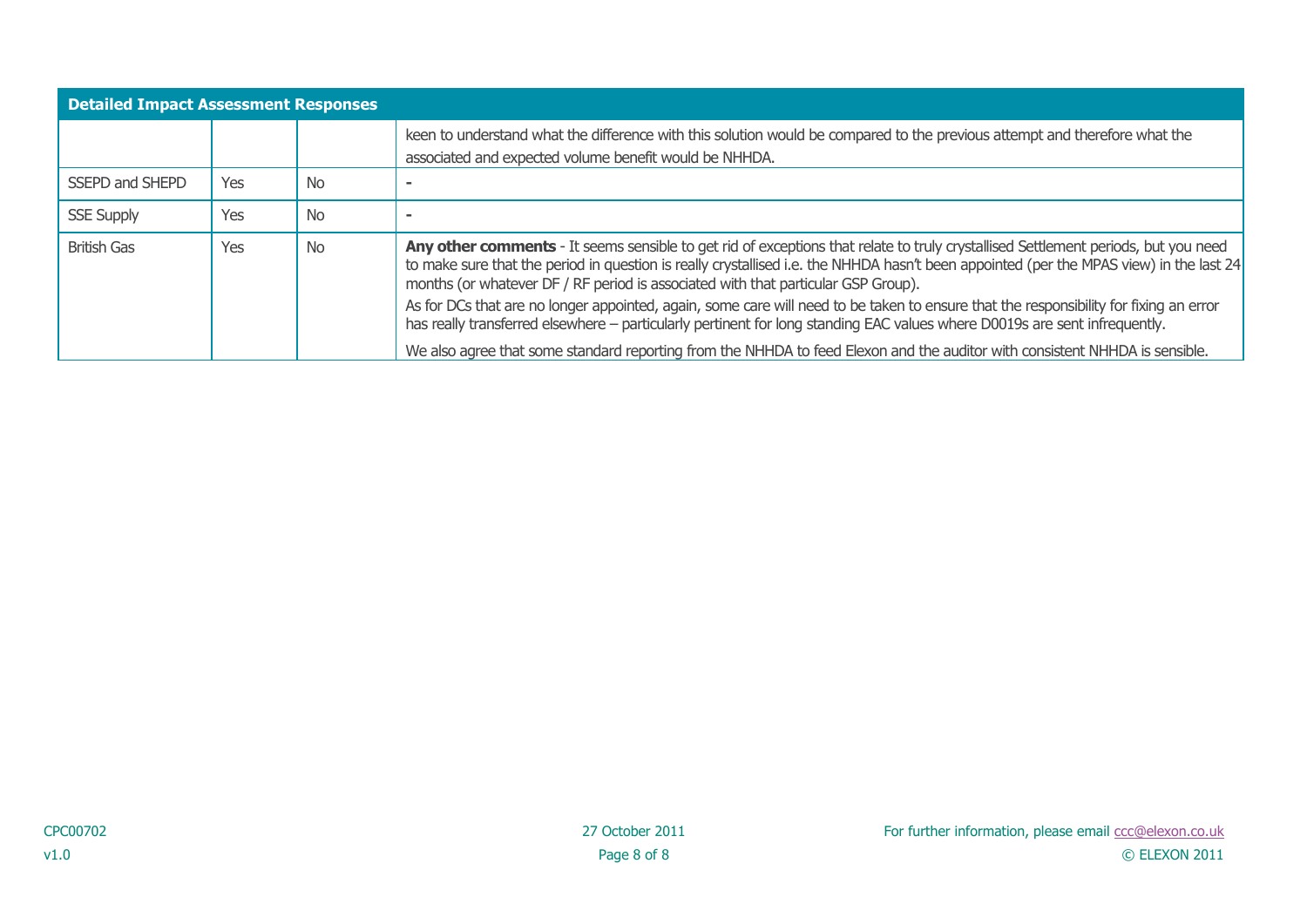| Detailed Impact Assessment Responses | | | |
|---|---|---|---|
| | | | keen to understand what the difference with this solution would be compared to the previous attempt and therefore what the associated and expected volume benefit would be NHHDA. |
| SSEPD and SHEPD | Yes | No | - |
| SSE Supply | Yes | No | - |
| British Gas | Yes | No | **Any other comments** - It seems sensible to get rid of exceptions that relate to truly crystallised Settlement periods, but you need to make sure that the period in question is really crystallised i.e. the NHHDA hasn't been appointed (per the MPAS view) in the last 24 months (or whatever DF / RF period is associated with that particular GSP Group).<br>As for DCs that are no longer appointed, again, some care will need to be taken to ensure that the responsibility for fixing an error has really transferred elsewhere – particularly pertinent for long standing EAC values where D0019s are sent infrequently.<br>We also agree that some standard reporting from the NHHDA to feed Elexon and the auditor with consistent NHHDA is sensible. |